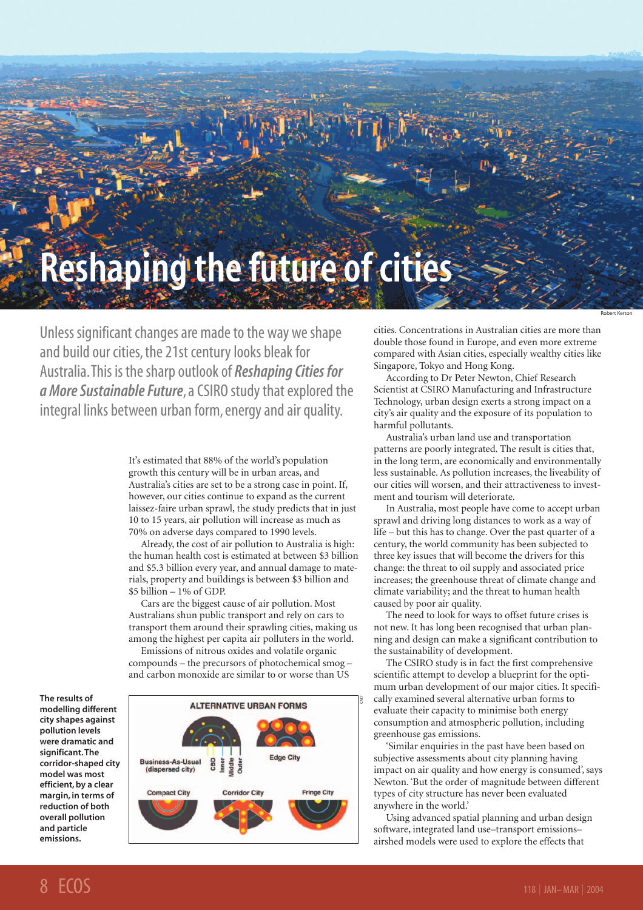# Reshaping the future of cities

Robert Kerton

Unless significant changes are made to the way we shape and build our cities, the 21st century looks bleak for Australia. This is the sharp outlook of ***Reshaping Cities for a More Sustainable Future***, a CSIRO study that explored the integral links between urban form, energy and air quality.

It's estimated that 88% of the world's population growth this century will be in urban areas, and Australia's cities are set to be a strong case in point. If, however, our cities continue to expand as the current laissez-faire urban sprawl, the study predicts that in just 10 to 15 years, air pollution will increase as much as 70% on adverse days compared to 1990 levels.

Already, the cost of air pollution to Australia is high: the human health cost is estimated at between $3 billion and $5.3 billion every year, and annual damage to materials, property and buildings is between $3 billion and $5 billion – 1% of GDP.

Cars are the biggest cause of air pollution. Most Australians shun public transport and rely on cars to transport them around their sprawling cities, making us among the highest per capita air polluters in the world.

Emissions of nitrous oxides and volatile organic compounds – the precursors of photochemical smog – and carbon monoxide are similar to or worse than US cities. Concentrations in Australian cities are more than double those found in Europe, and even more extreme compared with Asian cities, especially wealthy cities like Singapore, Tokyo and Hong Kong.

According to Dr Peter Newton, Chief Research Scientist at CSIRO Manufacturing and Infrastructure Technology, urban design exerts a strong impact on a city's air quality and the exposure of its population to harmful pollutants.

Australia's urban land use and transportation patterns are poorly integrated. The result is cities that, in the long term, are economically and environmentally less sustainable. As pollution increases, the liveability of our cities will worsen, and their attractiveness to investment and tourism will deteriorate.

In Australia, most people have come to accept urban sprawl and driving long distances to work as a way of life – but this has to change. Over the past quarter of a century, the world community has been subjected to three key issues that will become the drivers for this change: the threat to oil supply and associated price increases; the greenhouse threat of climate change and climate variability; and the threat to human health caused by poor air quality.

The need to look for ways to offset future crises is not new. It has long been recognised that urban planning and design can make a significant contribution to the sustainability of development.

The CSIRO study is in fact the first comprehensive scientific attempt to develop a blueprint for the optimum urban development of our major cities. It specifically examined several alternative urban forms to evaluate their capacity to minimise both energy consumption and atmospheric pollution, including greenhouse gas emissions.

'Similar enquiries in the past have been based on subjective assessments about city planning having impact on air quality and how energy is consumed', says Newton. 'But the order of magnitude between different types of city structure has never been evaluated anywhere in the world.'

Using advanced spatial planning and urban design software, integrated land use–transport emissions–airshed models were used to explore the effects that

**The results of modelling different city shapes against pollution levels were dramatic and significant. The corridor-shaped city model was most efficient, by a clear margin, in terms of reduction of both overall pollution and particle emissions.**

ALTERNATIVE URBAN FORMS

Business-As-Usual (dispersed city) — CBD, Inner, Middle, Outer

Edge City

Compact City

Corridor City

Fringe City

CMIT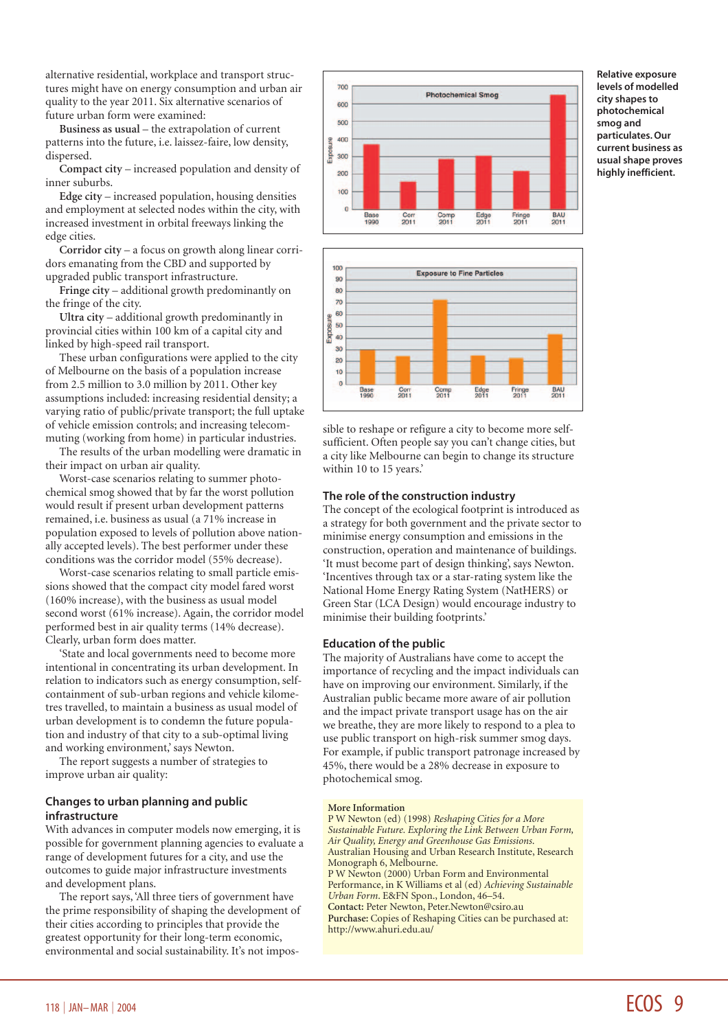alternative residential, workplace and transport structures might have on energy consumption and urban air quality to the year 2011. Six alternative scenarios of future urban form were examined:

**Business as usual** – the extrapolation of current patterns into the future, i.e. laissez-faire, low density, dispersed.

**Compact city** – increased population and density of inner suburbs.

**Edge city** – increased population, housing densities and employment at selected nodes within the city, with increased investment in orbital freeways linking the edge cities.

**Corridor city** – a focus on growth along linear corridors emanating from the CBD and supported by upgraded public transport infrastructure.

**Fringe city** – additional growth predominantly on the fringe of the city.

**Ultra city** – additional growth predominantly in provincial cities within 100 km of a capital city and linked by high-speed rail transport.

These urban configurations were applied to the city of Melbourne on the basis of a population increase from 2.5 million to 3.0 million by 2011. Other key assumptions included: increasing residential density; a varying ratio of public/private transport; the full uptake of vehicle emission controls; and increasing telecommuting (working from home) in particular industries.

The results of the urban modelling were dramatic in their impact on urban air quality.

Worst-case scenarios relating to summer photochemical smog showed that by far the worst pollution would result if present urban development patterns remained, i.e. business as usual (a 71% increase in population exposed to levels of pollution above nationally accepted levels). The best performer under these conditions was the corridor model (55% decrease).

Worst-case scenarios relating to small particle emissions showed that the compact city model fared worst (160% increase), with the business as usual model second worst (61% increase). Again, the corridor model performed best in air quality terms (14% decrease). Clearly, urban form does matter.

'State and local governments need to become more intentional in concentrating its urban development. In relation to indicators such as energy consumption, self-containment of sub-urban regions and vehicle kilometres travelled, to maintain a business as usual model of urban development is to condemn the future population and industry of that city to a sub-optimal living and working environment,' says Newton.

The report suggests a number of strategies to improve urban air quality:

### Changes to urban planning and public infrastructure

With advances in computer models now emerging, it is possible for government planning agencies to evaluate a range of development futures for a city, and use the outcomes to guide major infrastructure investments and development plans.

The report says, 'All three tiers of government have the prime responsibility of shaping the development of their cities according to principles that provide the greatest opportunity for their long-term economic, environmental and social sustainability. It's not possible to reshape or refigure a city to become more self-sufficient. Often people say you can't change cities, but a city like Melbourne can begin to change its structure within 10 to 15 years.'

Photochemical Smog

Exposure

700
600
500
400
300
200
100
0

Base 1990
Corr 2011
Comp 2011
Edge 2011
Fringe 2011
BAU 2011

Exposure to Fine Particles

Exposure

100
90
80
70
60
50
40
30
20
10
0

Base 1990
Corr 2011
Comp 2011
Edge 2011
Fringe 2011
BAU 2011

**Relative exposure levels of modelled city shapes to photochemical smog and particulates. Our current business as usual shape proves highly inefficient.**

### The role of the construction industry

The concept of the ecological footprint is introduced as a strategy for both government and the private sector to minimise energy consumption and emissions in the construction, operation and maintenance of buildings. 'It must become part of design thinking', says Newton. 'Incentives through tax or a star-rating system like the National Home Energy Rating System (NatHERS) or Green Star (LCA Design) would encourage industry to minimise their building footprints.'

### Education of the public

The majority of Australians have come to accept the importance of recycling and the impact individuals can have on improving our environment. Similarly, if the Australian public became more aware of air pollution and the impact private transport usage has on the air we breathe, they are more likely to respond to a plea to use public transport on high-risk summer smog days. For example, if public transport patronage increased by 45%, there would be a 28% decrease in exposure to photochemical smog.

**More Information**

P W Newton (ed) (1998) *Reshaping Cities for a More Sustainable Future. Exploring the Link Between Urban Form, Air Quality, Energy and Greenhouse Gas Emissions.* Australian Housing and Urban Research Institute, Research Monograph 6, Melbourne.

P W Newton (2000) Urban Form and Environmental Performance, in K Williams et al (ed) *Achieving Sustainable Urban Form.* E&FN Spon., London, 46–54.

**Contact:** Peter Newton, Peter.Newton@csiro.au

**Purchase:** Copies of Reshaping Cities can be purchased at: http://www.ahuri.edu.au/